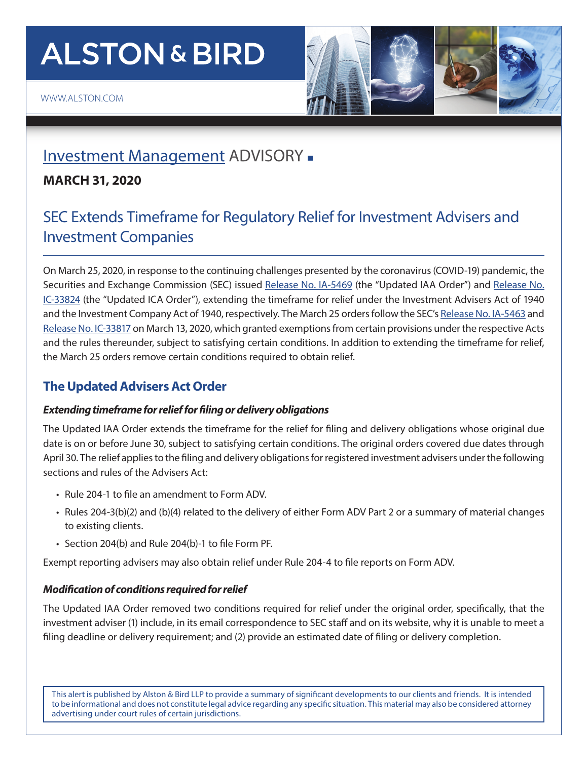# ALSTON & BIRD

WWW.ALSTON.COM

## Investment Management ADVISORY

**MARCH 31, 2020**

# SEC Extends Timeframe for Regulatory Relief for Investment Advisers and Investment Companies

On March 25, 2020, in response to the continuing challenges presented by the coronavirus (COVID-19) pandemic, the Securities and Exchange Commission (SEC) issued Release No. IA-5469 (the "Updated IAA Order") and Release No. IC-33824 (the "Updated ICA Order"), extending the timeframe for relief under the Investment Advisers Act of 1940 and the Investment Company Act of 1940, respectively. The March 25 orders follow the SEC's Release No. IA-5463 and Release No. IC-33817 on March 13, 2020, which granted exemptions from certain provisions under the respective Acts and the rules thereunder, subject to satisfying certain conditions. In addition to extending the timeframe for relief, the March 25 orders remove certain conditions required to obtain relief.

## The Updated Advisers Act Order

### *Extending timeframe for relief for filing or delivery obligations*

The Updated IAA Order extends the timeframe for the relief for filing and delivery obligations whose original due date is on or before June 30, subject to satisfying certain conditions. The original orders covered due dates through April 30. The relief applies to the filing and delivery obligations for registered investment advisers under the following sections and rules of the Advisers Act:

- Rule 204-1 to file an amendment to Form ADV.
- Rules 204-3(b)(2) and (b)(4) related to the delivery of either Form ADV Part 2 or a summary of material changes to existing clients.
- Section 204(b) and Rule 204(b)-1 to file Form PF.

Exempt reporting advisers may also obtain relief under Rule 204-4 to file reports on Form ADV.

### *Modification of conditions required for relief*

The Updated IAA Order removed two conditions required for relief under the original order, specifically, that the investment adviser (1) include, in its email correspondence to SEC staff and on its website, why it is unable to meet a filing deadline or delivery requirement; and (2) provide an estimated date of filing or delivery completion.

This alert is published by Alston & Bird LLP to provide a summary of significant developments to our clients and friends. It is intended to be informational and does not constitute legal advice regarding any specific situation. This material may also be considered attorney advertising under court rules of certain jurisdictions.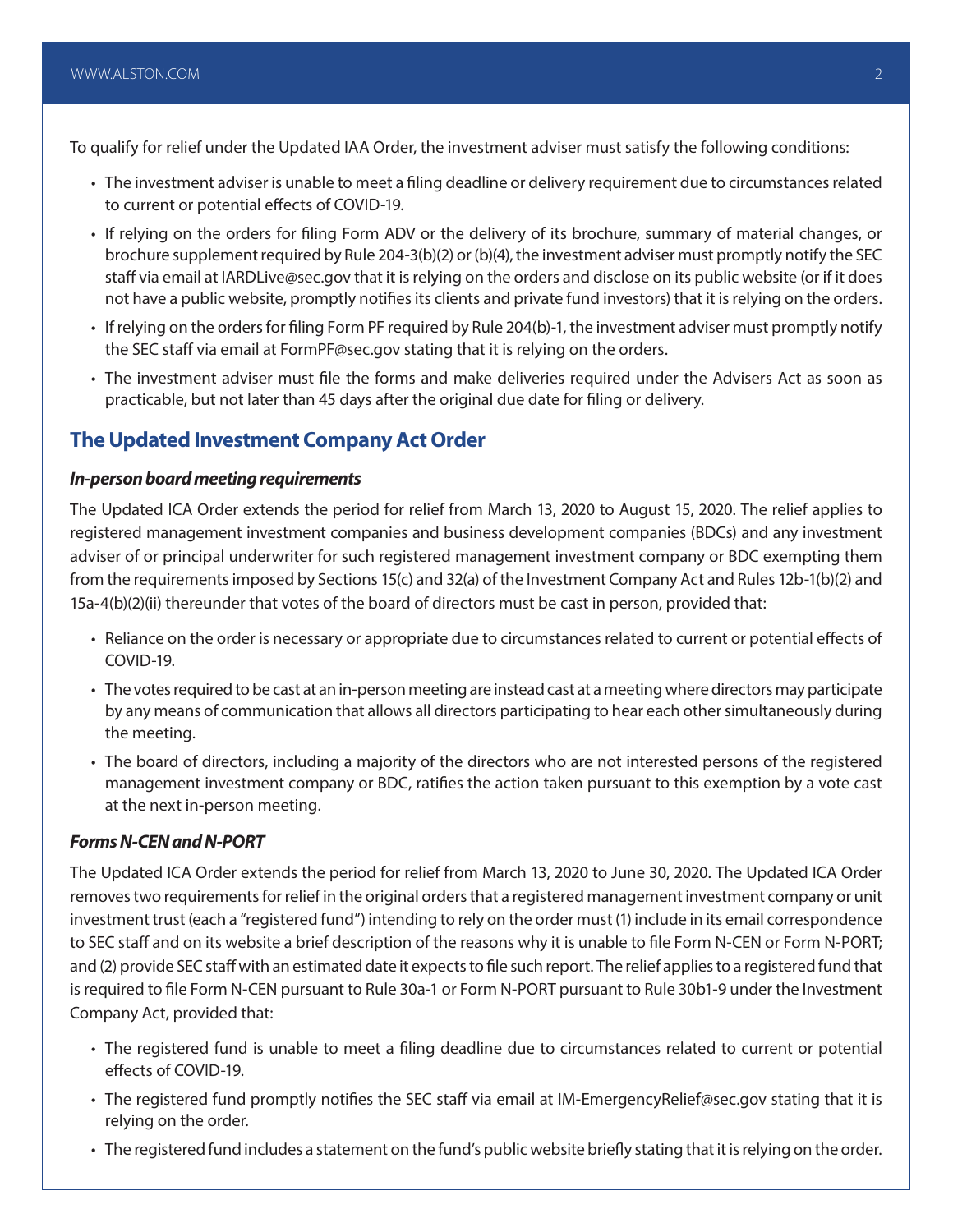To qualify for relief under the Updated IAA Order, the investment adviser must satisfy the following conditions:

- The investment adviser is unable to meet a filing deadline or delivery requirement due to circumstances related to current or potential effects of COVID-19.
- If relying on the orders for filing Form ADV or the delivery of its brochure, summary of material changes, or brochure supplement required by Rule 204-3(b)(2) or (b)(4), the investment adviser must promptly notify the SEC staff via email at IARDLive@sec.gov that it is relying on the orders and disclose on its public website (or if it does not have a public website, promptly notifies its clients and private fund investors) that it is relying on the orders.
- If relying on the orders for filing Form PF required by Rule 204(b)-1, the investment adviser must promptly notify the SEC staff via email at FormPF@sec.gov stating that it is relying on the orders.
- The investment adviser must file the forms and make deliveries required under the Advisers Act as soon as practicable, but not later than 45 days after the original due date for filing or delivery.

## The Updated Investment Company Act Order

### *In-person board meeting requirements*

The Updated ICA Order extends the period for relief from March 13, 2020 to August 15, 2020. The relief applies to registered management investment companies and business development companies (BDCs) and any investment adviser of or principal underwriter for such registered management investment company or BDC exempting them from the requirements imposed by Sections 15(c) and 32(a) of the Investment Company Act and Rules 12b-1(b)(2) and 15a-4(b)(2)(ii) thereunder that votes of the board of directors must be cast in person, provided that:

- Reliance on the order is necessary or appropriate due to circumstances related to current or potential effects of COVID-19.
- The votes required to be cast at an in-person meeting are instead cast at a meeting where directors may participate by any means of communication that allows all directors participating to hear each other simultaneously during the meeting.
- The board of directors, including a majority of the directors who are not interested persons of the registered management investment company or BDC, ratifies the action taken pursuant to this exemption by a vote cast at the next in-person meeting.

### *Forms N-CEN and N-PORT*

The Updated ICA Order extends the period for relief from March 13, 2020 to June 30, 2020. The Updated ICA Order removes two requirements for relief in the original orders that a registered management investment company or unit investment trust (each a "registered fund") intending to rely on the order must (1) include in its email correspondence to SEC staff and on its website a brief description of the reasons why it is unable to file Form N-CEN or Form N-PORT; and (2) provide SEC staff with an estimated date it expects to file such report. The relief applies to a registered fund that is required to file Form N-CEN pursuant to Rule 30a-1 or Form N-PORT pursuant to Rule 30b1-9 under the Investment Company Act, provided that:

- The registered fund is unable to meet a filing deadline due to circumstances related to current or potential effects of COVID-19.
- The registered fund promptly notifies the SEC staff via email at IM-EmergencyRelief@sec.gov stating that it is relying on the order.
- The registered fund includes a statement on the fund's public website briefly stating that it is relying on the order.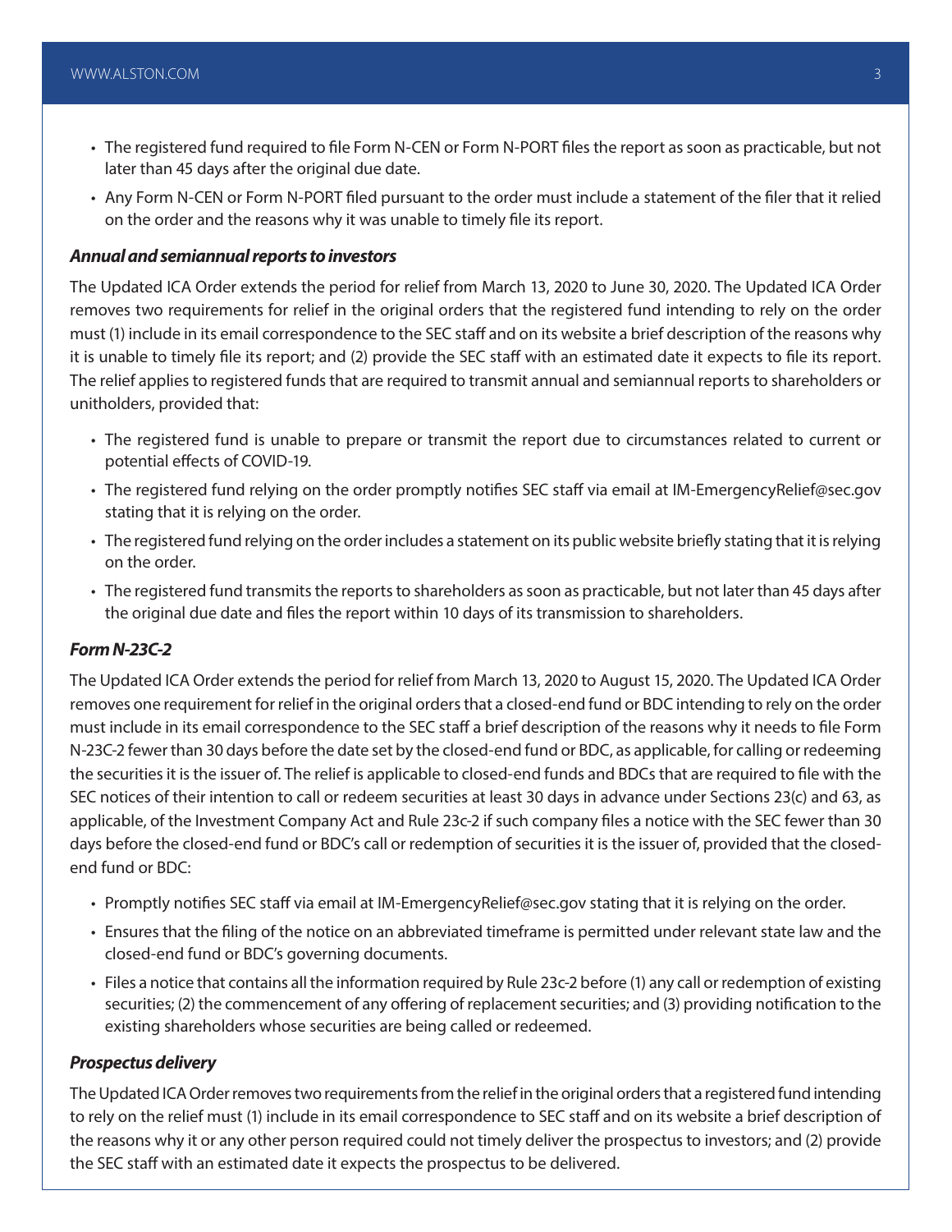- The registered fund required to file Form N-CEN or Form N-PORT files the report as soon as practicable, but not later than 45 days after the original due date.
- Any Form N-CEN or Form N-PORT filed pursuant to the order must include a statement of the filer that it relied on the order and the reasons why it was unable to timely file its report.

### *Annual and semiannual reports to investors*

The Updated ICA Order extends the period for relief from March 13, 2020 to June 30, 2020. The Updated ICA Order removes two requirements for relief in the original orders that the registered fund intending to rely on the order must (1) include in its email correspondence to the SEC staff and on its website a brief description of the reasons why it is unable to timely file its report; and (2) provide the SEC staff with an estimated date it expects to file its report. The relief applies to registered funds that are required to transmit annual and semiannual reports to shareholders or unitholders, provided that:

- The registered fund is unable to prepare or transmit the report due to circumstances related to current or potential effects of COVID-19.
- The registered fund relying on the order promptly notifies SEC staff via email at IM-EmergencyRelief@sec.gov stating that it is relying on the order.
- The registered fund relying on the order includes a statement on its public website briefly stating that it is relying on the order.
- The registered fund transmits the reports to shareholders as soon as practicable, but not later than 45 days after the original due date and files the report within 10 days of its transmission to shareholders.

### *Form N-23C-2*

The Updated ICA Order extends the period for relief from March 13, 2020 to August 15, 2020. The Updated ICA Order removes one requirement for relief in the original orders that a closed-end fund or BDC intending to rely on the order must include in its email correspondence to the SEC staff a brief description of the reasons why it needs to file Form N-23C-2 fewer than 30 days before the date set by the closed-end fund or BDC, as applicable, for calling or redeeming the securities it is the issuer of. The relief is applicable to closed-end funds and BDCs that are required to file with the SEC notices of their intention to call or redeem securities at least 30 days in advance under Sections 23(c) and 63, as applicable, of the Investment Company Act and Rule 23c-2 if such company files a notice with the SEC fewer than 30 days before the closed-end fund or BDC's call or redemption of securities it is the issuer of, provided that the closed-end fund or BDC:

- Promptly notifies SEC staff via email at IM-EmergencyRelief@sec.gov stating that it is relying on the order.
- Ensures that the filing of the notice on an abbreviated timeframe is permitted under relevant state law and the closed-end fund or BDC's governing documents.
- Files a notice that contains all the information required by Rule 23c-2 before (1) any call or redemption of existing securities; (2) the commencement of any offering of replacement securities; and (3) providing notification to the existing shareholders whose securities are being called or redeemed.

### *Prospectus delivery*

The Updated ICA Order removes two requirements from the relief in the original orders that a registered fund intending to rely on the relief must (1) include in its email correspondence to SEC staff and on its website a brief description of the reasons why it or any other person required could not timely deliver the prospectus to investors; and (2) provide the SEC staff with an estimated date it expects the prospectus to be delivered.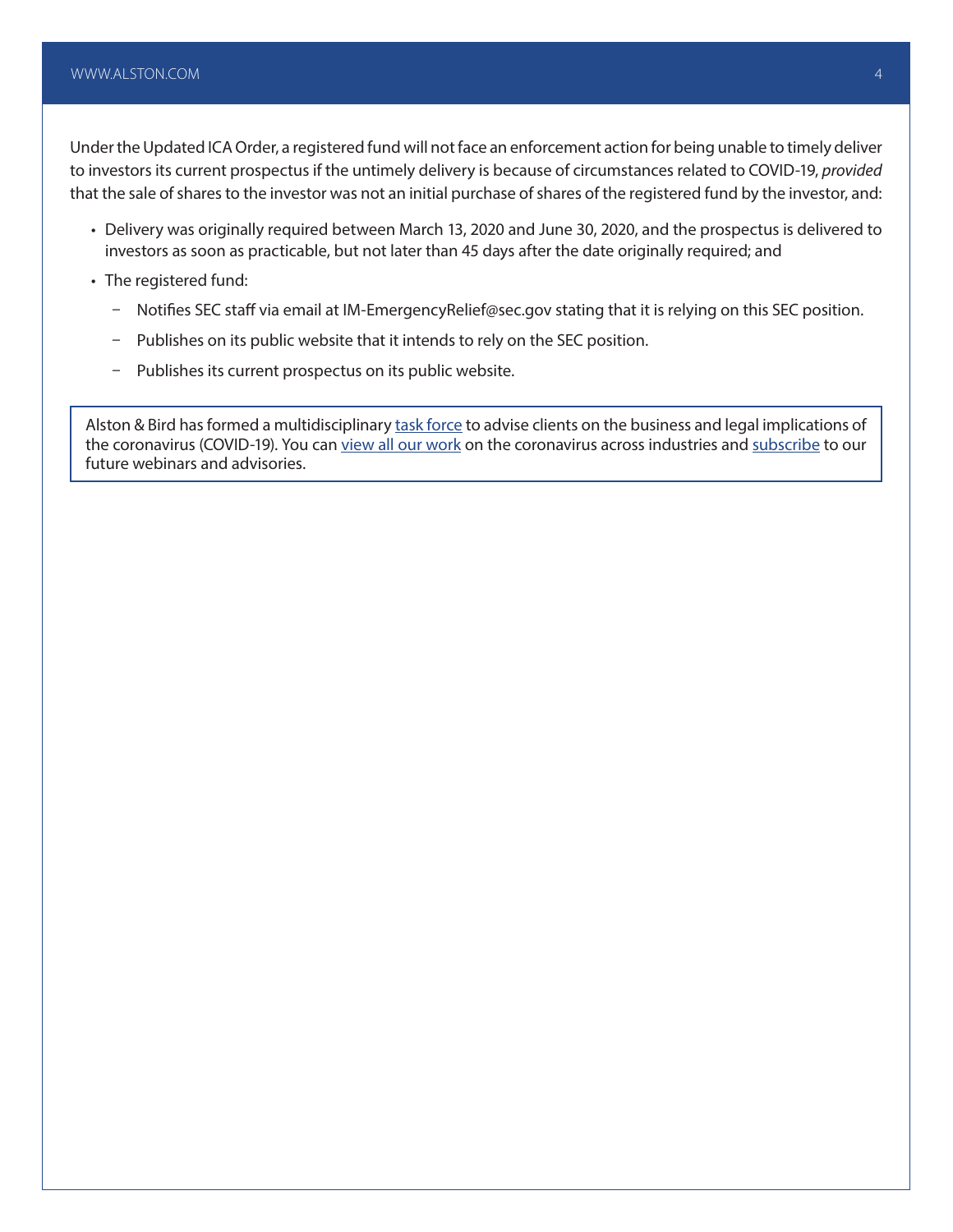Under the Updated ICA Order, a registered fund will not face an enforcement action for being unable to timely deliver to investors its current prospectus if the untimely delivery is because of circumstances related to COVID-19, *provided* that the sale of shares to the investor was not an initial purchase of shares of the registered fund by the investor, and:

- Delivery was originally required between March 13, 2020 and June 30, 2020, and the prospectus is delivered to investors as soon as practicable, but not later than 45 days after the date originally required; and
- The registered fund:
  - Notifies SEC staff via email at IM-EmergencyRelief@sec.gov stating that it is relying on this SEC position.
  - Publishes on its public website that it intends to rely on the SEC position.
  - Publishes its current prospectus on its public website.

Alston & Bird has formed a multidisciplinary task force to advise clients on the business and legal implications of the coronavirus (COVID-19). You can view all our work on the coronavirus across industries and subscribe to our future webinars and advisories.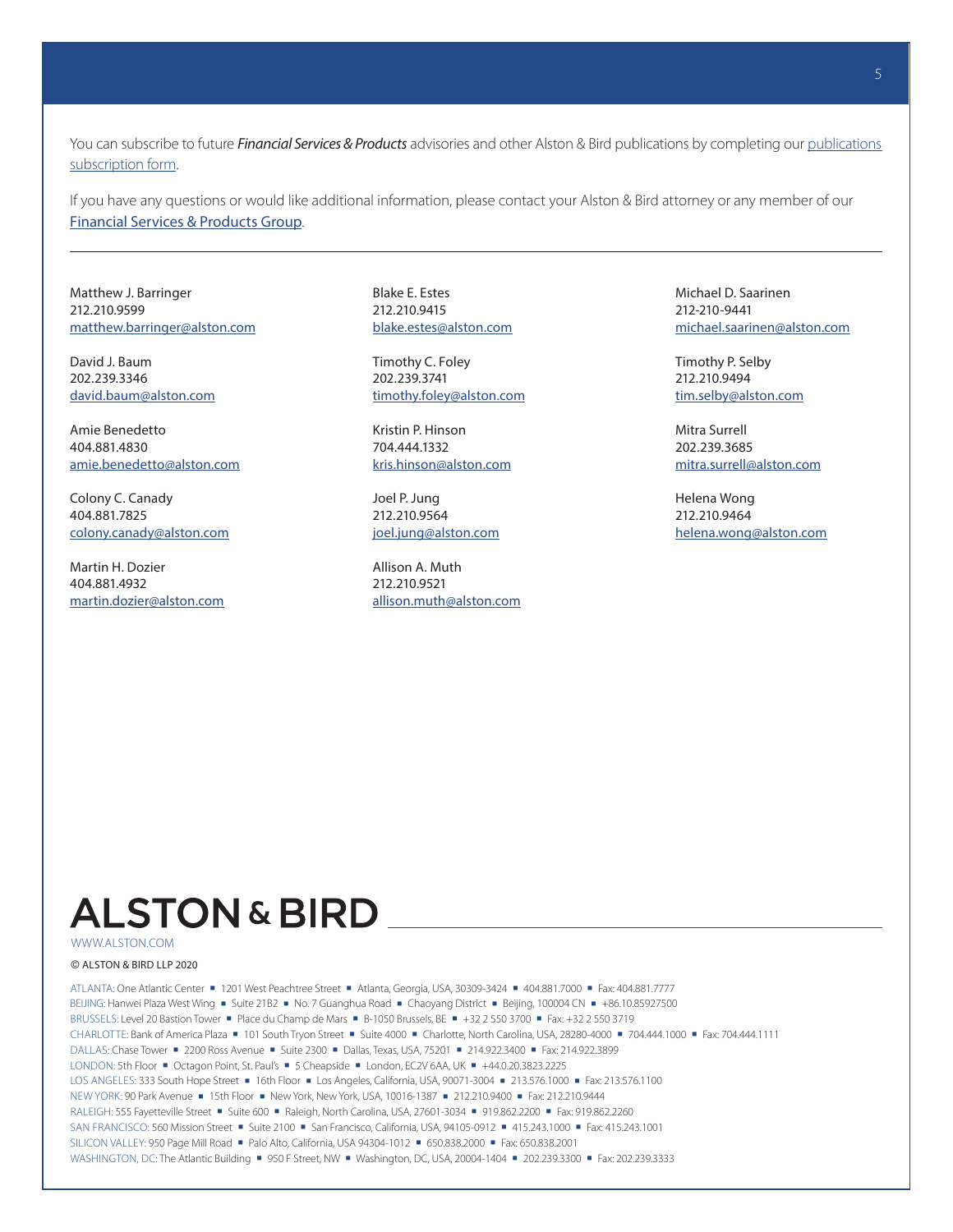You can subscribe to future ***Financial Services & Products*** advisories and other Alston & Bird publications by completing our publications subscription form.

If you have any questions or would like additional information, please contact your Alston & Bird attorney or any member of our Financial Services & Products Group.

---

Matthew J. Barringer
212.210.9599
matthew.barringer@alston.com

David J. Baum
202.239.3346
david.baum@alston.com

Amie Benedetto
404.881.4830
amie.benedetto@alston.com

Colony C. Canady
404.881.7825
colony.canady@alston.com

Martin H. Dozier
404.881.4932
martin.dozier@alston.com

Blake E. Estes
212.210.9415
blake.estes@alston.com

Timothy C. Foley
202.239.3741
timothy.foley@alston.com

Kristin P. Hinson
704.444.1332
kris.hinson@alston.com

Joel P. Jung
212.210.9564
joel.jung@alston.com

Allison A. Muth
212.210.9521
allison.muth@alston.com

Michael D. Saarinen
212-210-9441
michael.saarinen@alston.com

Timothy P. Selby
212.210.9494
tim.selby@alston.com

Mitra Surrell
202.239.3685
mitra.surrell@alston.com

Helena Wong
212.210.9464
helena.wong@alston.com

**ALSTON & BIRD**

WWW.ALSTON.COM

© ALSTON & BIRD LLP 2020

ATLANTA: One Atlantic Center ■ 1201 West Peachtree Street ■ Atlanta, Georgia, USA, 30309-3424 ■ 404.881.7000 ■ Fax: 404.881.7777
BEIJING: Hanwei Plaza West Wing ■ Suite 21B2 ■ No. 7 Guanghua Road ■ Chaoyang District ■ Beijing, 100004 CN ■ +86.10.85927500
BRUSSELS: Level 20 Bastion Tower ■ Place du Champ de Mars ■ B-1050 Brussels, BE ■ +32 2 550 3700 ■ Fax: +32 2 550 3719
CHARLOTTE: Bank of America Plaza ■ 101 South Tryon Street ■ Suite 4000 ■ Charlotte, North Carolina, USA, 28280-4000 ■ 704.444.1000 ■ Fax: 704.444.1111
DALLAS: Chase Tower ■ 2200 Ross Avenue ■ Suite 2300 ■ Dallas, Texas, USA, 75201 ■ 214.922.3400 ■ Fax: 214.922.3899
LONDON: 5th Floor ■ Octagon Point, St. Paul's ■ 5 Cheapside ■ London, EC2V 6AA, UK ■ +44.0.20.3823.2225
LOS ANGELES: 333 South Hope Street ■ 16th Floor ■ Los Angeles, California, USA, 90071-3004 ■ 213.576.1000 ■ Fax: 213.576.1100
NEW YORK: 90 Park Avenue ■ 15th Floor ■ New York, New York, USA, 10016-1387 ■ 212.210.9400 ■ Fax: 212.210.9444
RALEIGH: 555 Fayetteville Street ■ Suite 600 ■ Raleigh, North Carolina, USA, 27601-3034 ■ 919.862.2200 ■ Fax: 919.862.2260
SAN FRANCISCO: 560 Mission Street ■ Suite 2100 ■ San Francisco, California, USA, 94105-0912 ■ 415.243.1000 ■ Fax: 415.243.1001
SILICON VALLEY: 950 Page Mill Road ■ Palo Alto, California, USA 94304-1012 ■ 650.838.2000 ■ Fax: 650.838.2001
WASHINGTON, DC: The Atlantic Building ■ 950 F Street, NW ■ Washington, DC, USA, 20004-1404 ■ 202.239.3300 ■ Fax: 202.239.3333